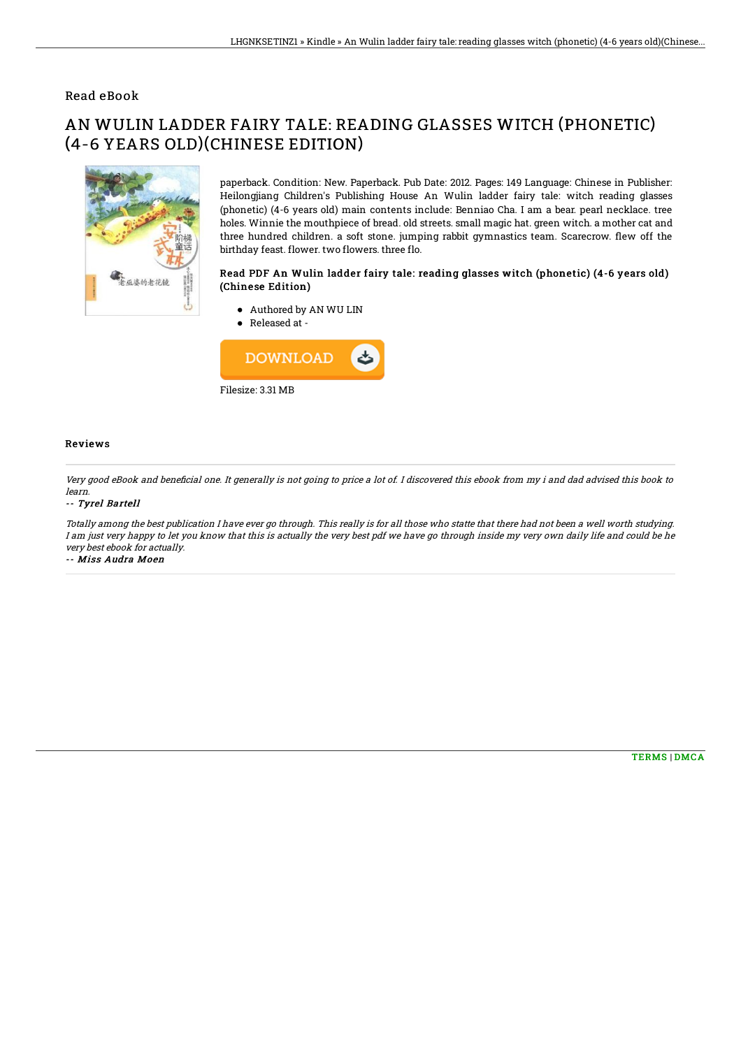Read eBook

# AN WULIN LADDER FAIRY TALE: READING GLASSES WITCH (PHONETIC) (4-6 YEARS OLD)(CHINESE EDITION)

paperback. Condition: New. Paperback. Pub Date: 2012. Pages: 149 Language: Chinese in Publisher: Heilongjiang Children's Publishing House An Wulin ladder fairy tale: witch reading glasses (phonetic) (4-6 years old) main contents include: Benniao Cha. I am a bear. pearl necklace. tree holes. Winnie the mouthpiece of bread. old streets. small magic hat. green witch. a mother cat and three hundred children. a soft stone. jumping rabbit gymnastics team. Scarecrow. flew off the birthday feast. flower. two flowers. three flo.

### Read PDF An Wulin ladder fairy tale: reading glasses witch (phonetic) (4-6 years old) (Chinese Edition)

- Authored by AN WU LIN
- Released at -

DOWNLOAD

Filesize: 3.31 MB

### Reviews

*Very good eBook and beneficial one. It generally is not going to price a lot of. I discovered this ebook from my i and dad advised this book to learn.*

-- *Tyrel Bartell*

*Totally among the best publication I have ever go through. This really is for all those who statte that there had not been a well worth studying. I am just very happy to let you know that this is actually the very best pdf we have go through inside my very own daily life and could be he very best ebook for actually.*

-- *Miss Audra Moen*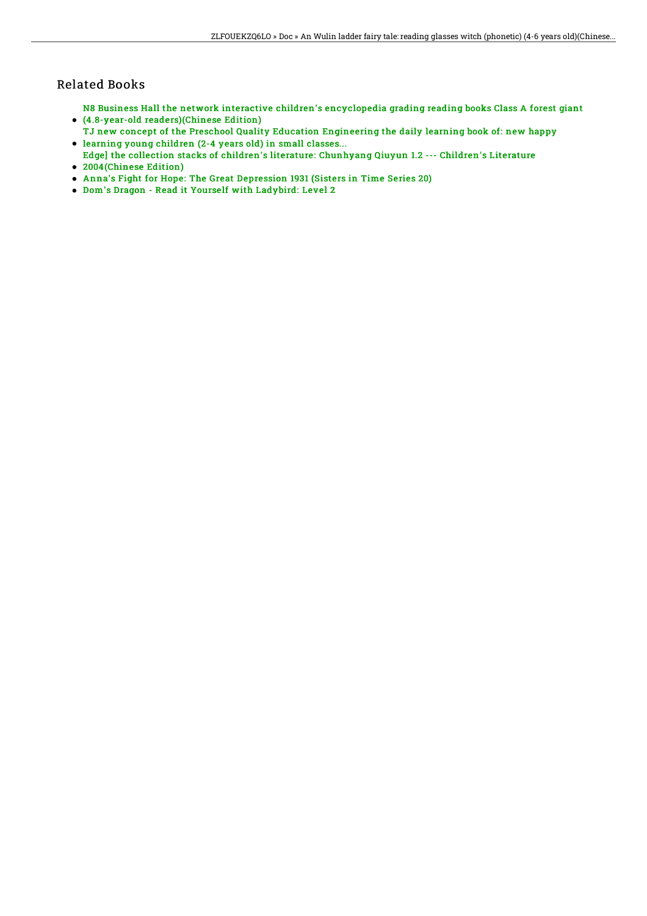## Related Books

- N8 Business Hall the network interactive children's encyclopedia grading reading books Class A forest giant (4.8-year-old readers)(Chinese Edition)
- TJ new concept of the Preschool Quality Education Engineering the daily learning book of: new happy learning young children (2-4 years old) in small classes...
- Edge] the collection stacks of children's literature: Chunhyang Qiuyun 1.2 --- Children's Literature 2004(Chinese Edition)
- Anna's Fight for Hope: The Great Depression 1931 (Sisters in Time Series 20)
- Dom's Dragon - Read it Yourself with Ladybird: Level 2